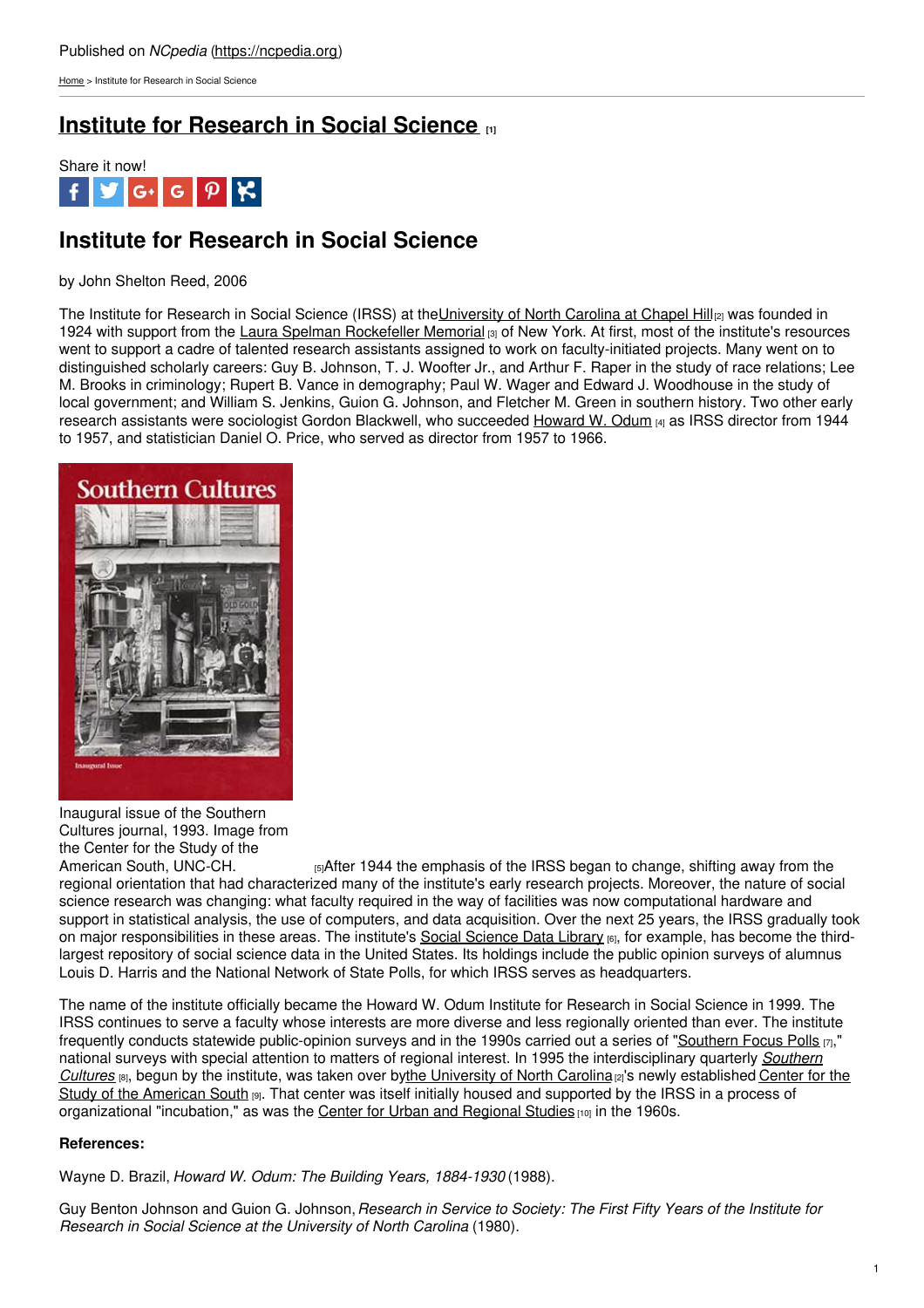Published on *NCpedia* (https://ncpedia.org)

Home > Institute for Research in Social Science

# Institute for Research in Social Science [1]

Share it now!

## Institute for Research in Social Science

by John Shelton Reed, 2006

The Institute for Research in Social Science (IRSS) at the University of North Carolina at Chapel Hill [2] was founded in 1924 with support from the Laura Spelman Rockefeller Memorial [3] of New York. At first, most of the institute's resources went to support a cadre of talented research assistants assigned to work on faculty-initiated projects. Many went on to distinguished scholarly careers: Guy B. Johnson, T. J. Woofter Jr., and Arthur F. Raper in the study of race relations; Lee M. Brooks in criminology; Rupert B. Vance in demography; Paul W. Wager and Edward J. Woodhouse in the study of local government; and William S. Jenkins, Guion G. Johnson, and Fletcher M. Green in southern history. Two other early research assistants were sociologist Gordon Blackwell, who succeeded Howard W. Odum [4] as IRSS director from 1944 to 1957, and statistician Daniel O. Price, who served as director from 1957 to 1966.

Inaugural issue of the Southern Cultures journal, 1993. Image from the Center for the Study of the American South, UNC-CH. [5]

After 1944 the emphasis of the IRSS began to change, shifting away from the regional orientation that had characterized many of the institute's early research projects. Moreover, the nature of social science research was changing: what faculty required in the way of facilities was now computational hardware and support in statistical analysis, the use of computers, and data acquisition. Over the next 25 years, the IRSS gradually took on major responsibilities in these areas. The institute's Social Science Data Library [6], for example, has become the third-largest repository of social science data in the United States. Its holdings include the public opinion surveys of alumnus Louis D. Harris and the National Network of State Polls, for which IRSS serves as headquarters.

The name of the institute officially became the Howard W. Odum Institute for Research in Social Science in 1999. The IRSS continues to serve a faculty whose interests are more diverse and less regionally oriented than ever. The institute frequently conducts statewide public-opinion surveys and in the 1990s carried out a series of "Southern Focus Polls [7]," national surveys with special attention to matters of regional interest. In 1995 the interdisciplinary quarterly *Southern Cultures* [8], begun by the institute, was taken over by the University of North Carolina [2]'s newly established Center for the Study of the American South [9]. That center was itself initially housed and supported by the IRSS in a process of organizational "incubation," as was the Center for Urban and Regional Studies [10] in the 1960s.

**References:**

Wayne D. Brazil, *Howard W. Odum: The Building Years, 1884-1930* (1988).

Guy Benton Johnson and Guion G. Johnson, *Research in Service to Society: The First Fifty Years of the Institute for Research in Social Science at the University of North Carolina* (1980).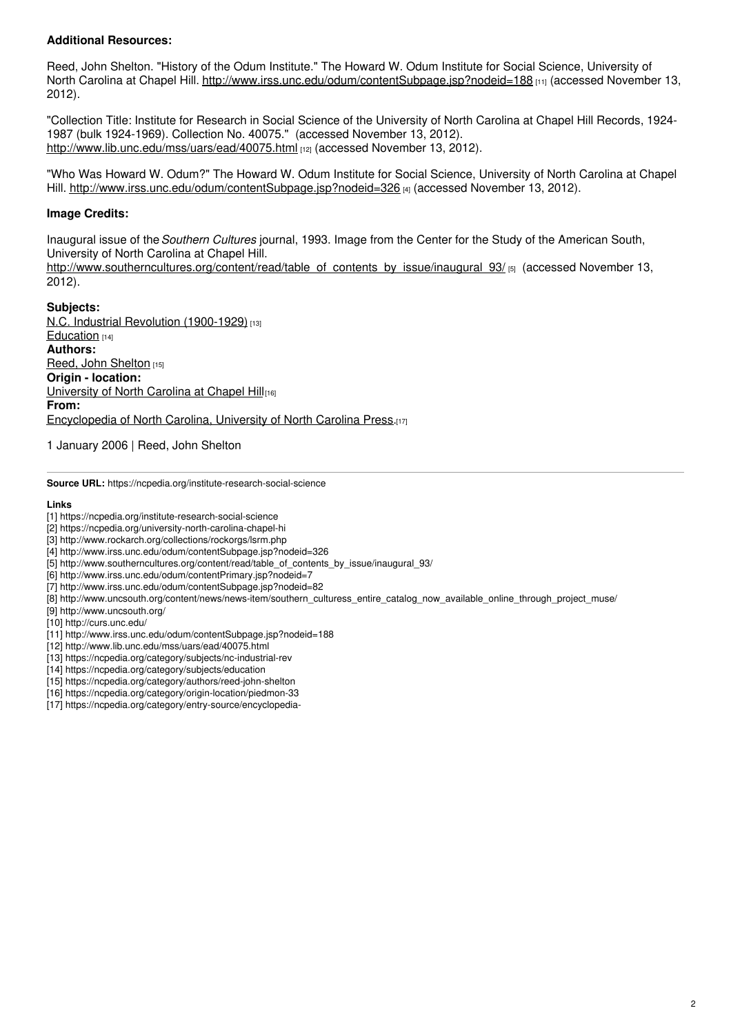**Additional Resources:**

Reed, John Shelton. "History of the Odum Institute." The Howard W. Odum Institute for Social Science, University of North Carolina at Chapel Hill. http://www.irss.unc.edu/odum/contentSubpage.jsp?nodeid=188 [11] (accessed November 13, 2012).

"Collection Title: Institute for Research in Social Science of the University of North Carolina at Chapel Hill Records, 1924-1987 (bulk 1924-1969). Collection No. 40075." (accessed November 13, 2012). http://www.lib.unc.edu/mss/uars/ead/40075.html [12] (accessed November 13, 2012).

"Who Was Howard W. Odum?" The Howard W. Odum Institute for Social Science, University of North Carolina at Chapel Hill. http://www.irss.unc.edu/odum/contentSubpage.jsp?nodeid=326 [4] (accessed November 13, 2012).

**Image Credits:**

Inaugural issue of the *Southern Cultures* journal, 1993. Image from the Center for the Study of the American South, University of North Carolina at Chapel Hill. http://www.southerncultures.org/content/read/table_of_contents_by_issue/inaugural_93/ [5] (accessed November 13, 2012).

**Subjects:**
N.C. Industrial Revolution (1900-1929) [13]
Education [14]
**Authors:**
Reed, John Shelton [15]
**Origin - location:**
University of North Carolina at Chapel Hill [16]
**From:**
Encyclopedia of North Carolina, University of North Carolina Press. [17]

1 January 2006 | Reed, John Shelton

**Source URL:** https://ncpedia.org/institute-research-social-science

**Links**
[1] https://ncpedia.org/institute-research-social-science
[2] https://ncpedia.org/university-north-carolina-chapel-hi
[3] http://www.rockarch.org/collections/rockorgs/lsrm.php
[4] http://www.irss.unc.edu/odum/contentSubpage.jsp?nodeid=326
[5] http://www.southerncultures.org/content/read/table_of_contents_by_issue/inaugural_93/
[6] http://www.irss.unc.edu/odum/contentPrimary.jsp?nodeid=7
[7] http://www.irss.unc.edu/odum/contentSubpage.jsp?nodeid=82
[8] http://www.uncsouth.org/content/news/news-item/southern_culturess_entire_catalog_now_available_online_through_project_muse/
[9] http://www.uncsouth.org/
[10] http://curs.unc.edu/
[11] http://www.irss.unc.edu/odum/contentSubpage.jsp?nodeid=188
[12] http://www.lib.unc.edu/mss/uars/ead/40075.html
[13] https://ncpedia.org/category/subjects/nc-industrial-rev
[14] https://ncpedia.org/category/subjects/education
[15] https://ncpedia.org/category/authors/reed-john-shelton
[16] https://ncpedia.org/category/origin-location/piedmon-33
[17] https://ncpedia.org/category/entry-source/encyclopedia-